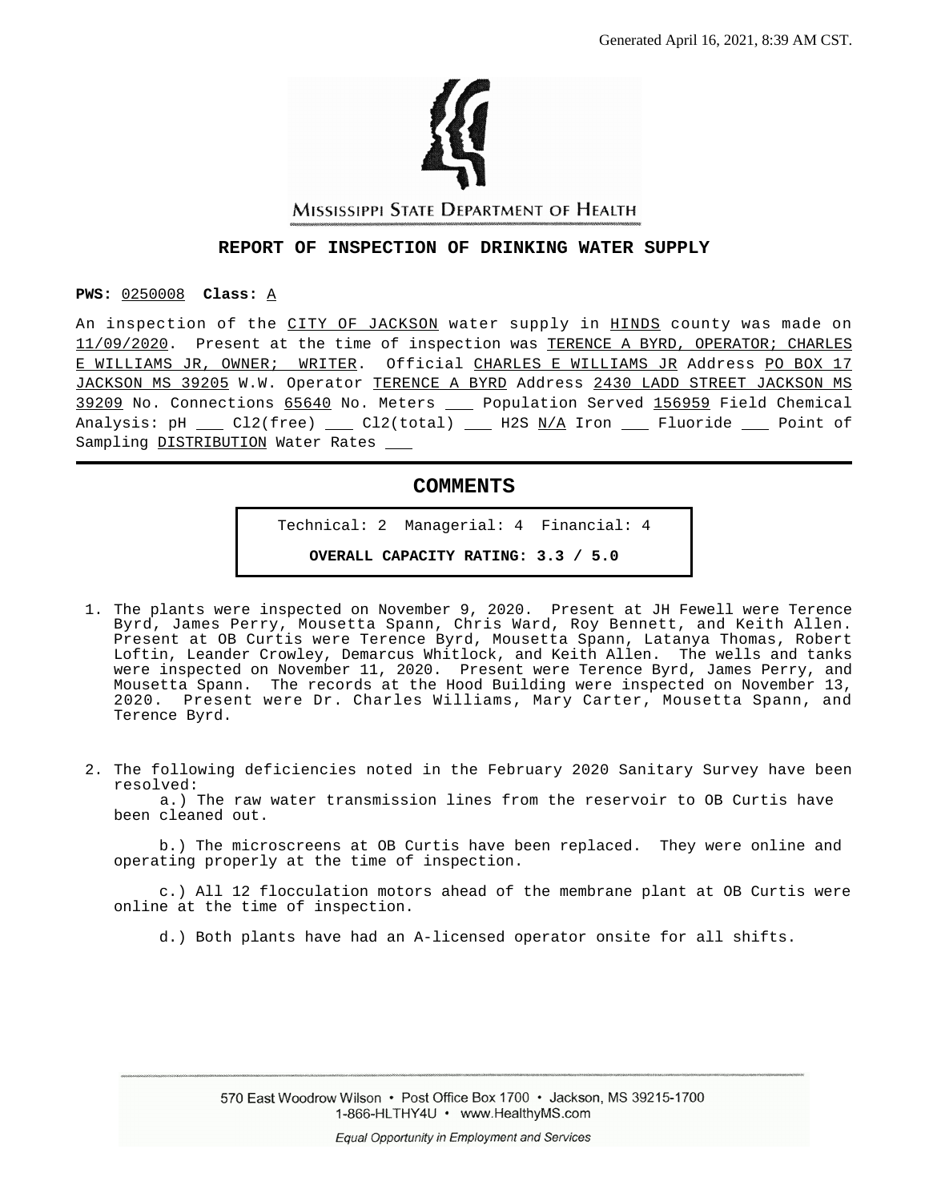Generated April 16, 2021, 8:39 AM CST.

MISSISSIPPI STATE DEPARTMENT OF HEALTH

## REPORT OF INSPECTION OF DRINKING WATER SUPPLY

**PWS:** 0250008 **Class:** A

An inspection of the CITY OF JACKSON water supply in HINDS county was made on 11/09/2020. Present at the time of inspection was TERENCE A BYRD, OPERATOR; CHARLES E WILLIAMS JR, OWNER; WRITER. Official CHARLES E WILLIAMS JR Address PO BOX 17 JACKSON MS 39205 W.W. Operator TERENCE A BYRD Address 2430 LADD STREET JACKSON MS 39209 No. Connections 65640 No. Meters ___ Population Served 156959 Field Chemical Analysis: pH ___ Cl2(free) ___ Cl2(total) ___ H2S N/A Iron ___ Fluoride ___ Point of Sampling DISTRIBUTION Water Rates ___

## COMMENTS

Technical: 2 Managerial: 4 Financial: 4

**OVERALL CAPACITY RATING: 3.3 / 5.0**

1. The plants were inspected on November 9, 2020. Present at JH Fewell were Terence Byrd, James Perry, Mousetta Spann, Chris Ward, Roy Bennett, and Keith Allen. Present at OB Curtis were Terence Byrd, Mousetta Spann, Latanya Thomas, Robert Loftin, Leander Crowley, Demarcus Whitlock, and Keith Allen. The wells and tanks were inspected on November 11, 2020. Present were Terence Byrd, James Perry, and Mousetta Spann. The records at the Hood Building were inspected on November 13, 2020. Present were Dr. Charles Williams, Mary Carter, Mousetta Spann, and Terence Byrd.

2. The following deficiencies noted in the February 2020 Sanitary Survey have been resolved:

   a.) The raw water transmission lines from the reservoir to OB Curtis have been cleaned out.

   b.) The microscreens at OB Curtis have been replaced. They were online and operating properly at the time of inspection.

   c.) All 12 flocculation motors ahead of the membrane plant at OB Curtis were online at the time of inspection.

   d.) Both plants have had an A-licensed operator onsite for all shifts.

570 East Woodrow Wilson • Post Office Box 1700 • Jackson, MS 39215-1700
1-866-HLTHY4U • www.HealthyMS.com

*Equal Opportunity in Employment and Services*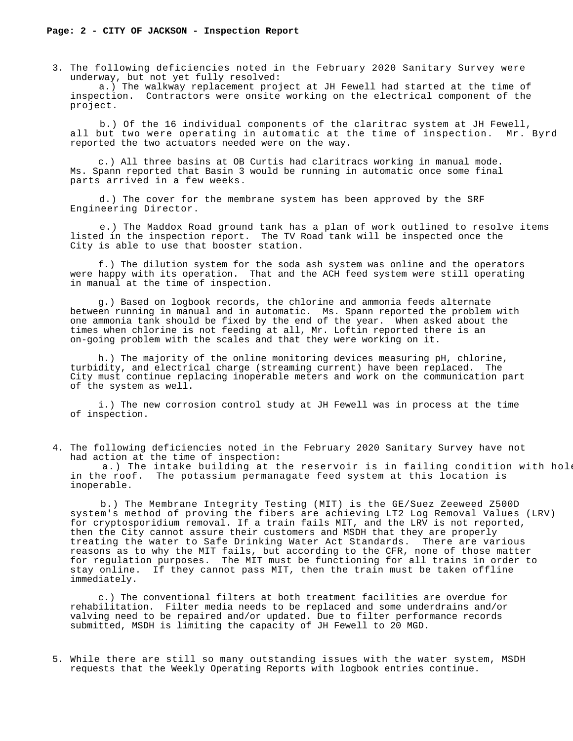3. The following deficiencies noted in the February 2020 Sanitary Survey were underway, but not yet fully resolved:

   a.) The walkway replacement project at JH Fewell had started at the time of inspection. Contractors were onsite working on the electrical component of the project.

   b.) Of the 16 individual components of the claritrac system at JH Fewell, all but two were operating in automatic at the time of inspection. Mr. Byrd reported the two actuators needed were on the way.

   c.) All three basins at OB Curtis had claritracs working in manual mode. Ms. Spann reported that Basin 3 would be running in automatic once some final parts arrived in a few weeks.

   d.) The cover for the membrane system has been approved by the SRF Engineering Director.

   e.) The Maddox Road ground tank has a plan of work outlined to resolve items listed in the inspection report. The TV Road tank will be inspected once the City is able to use that booster station.

   f.) The dilution system for the soda ash system was online and the operators were happy with its operation. That and the ACH feed system were still operating in manual at the time of inspection.

   g.) Based on logbook records, the chlorine and ammonia feeds alternate between running in manual and in automatic. Ms. Spann reported the problem with one ammonia tank should be fixed by the end of the year. When asked about the times when chlorine is not feeding at all, Mr. Loftin reported there is an on-going problem with the scales and that they were working on it.

   h.) The majority of the online monitoring devices measuring pH, chlorine, turbidity, and electrical charge (streaming current) have been replaced. The City must continue replacing inoperable meters and work on the communication part of the system as well.

   i.) The new corrosion control study at JH Fewell was in process at the time of inspection.

4. The following deficiencies noted in the February 2020 Sanitary Survey have not had action at the time of inspection:

   a.) The intake building at the reservoir is in failing condition with holes in the roof. The potassium permanagate feed system at this location is inoperable.

   b.) The Membrane Integrity Testing (MIT) is the GE/Suez Zeeweed Z500D system's method of proving the fibers are achieving LT2 Log Removal Values (LRV) for cryptosporidium removal. If a train fails MIT, and the LRV is not reported, then the City cannot assure their customers and MSDH that they are properly treating the water to Safe Drinking Water Act Standards. There are various reasons as to why the MIT fails, but according to the CFR, none of those matter for regulation purposes. The MIT must be functioning for all trains in order to stay online. If they cannot pass MIT, then the train must be taken offline immediately.

   c.) The conventional filters at both treatment facilities are overdue for rehabilitation. Filter media needs to be replaced and some underdrains and/or valving need to be repaired and/or updated. Due to filter performance records submitted, MSDH is limiting the capacity of JH Fewell to 20 MGD.

5. While there are still so many outstanding issues with the water system, MSDH requests that the Weekly Operating Reports with logbook entries continue.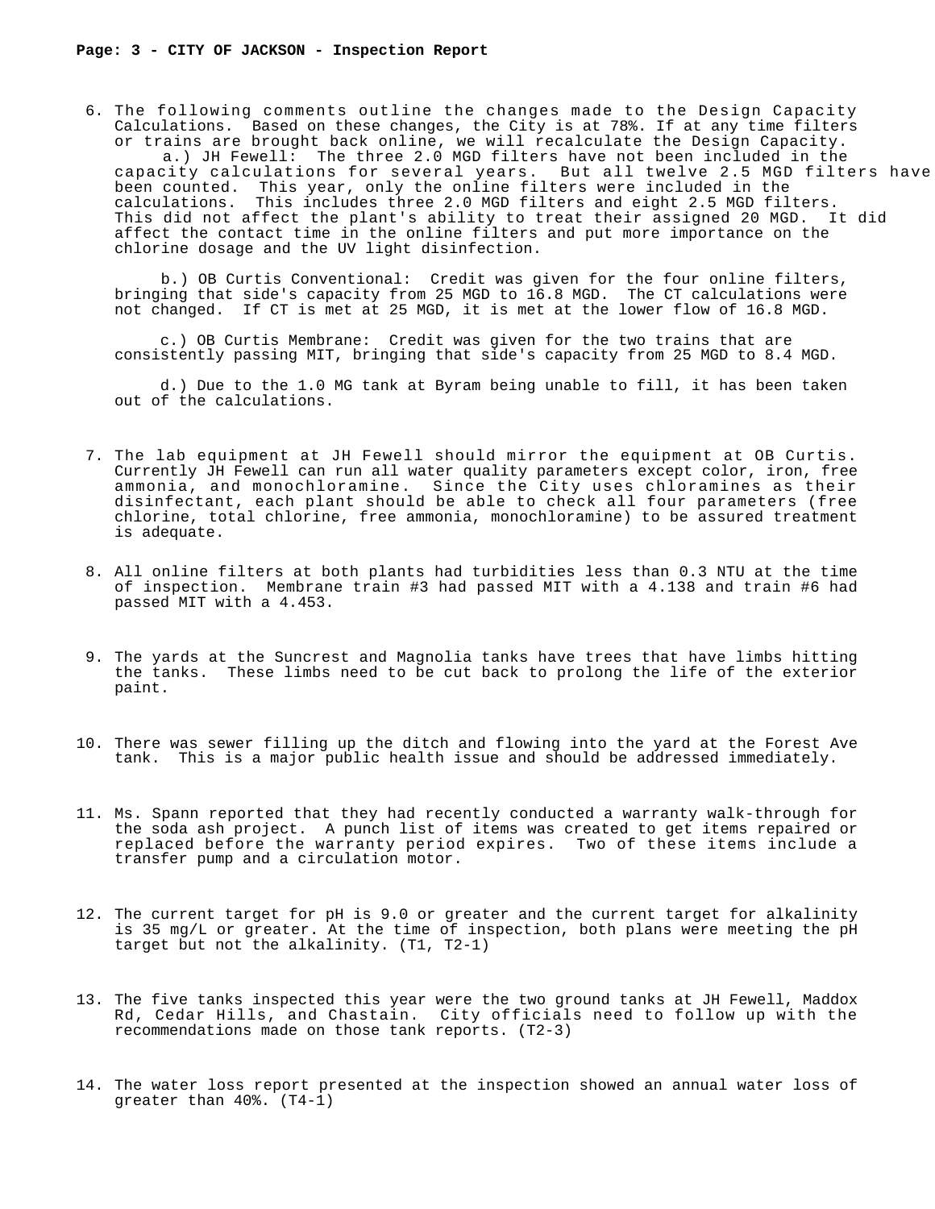6. The following comments outline the changes made to the Design Capacity Calculations. Based on these changes, the City is at 78%. If at any time filters or trains are brought back online, we will recalculate the Design Capacity.

   a.) JH Fewell: The three 2.0 MGD filters have not been included in the capacity calculations for several years. But all twelve 2.5 MGD filters have been counted. This year, only the online filters were included in the calculations. This includes three 2.0 MGD filters and eight 2.5 MGD filters. This did not affect the plant's ability to treat their assigned 20 MGD. It did affect the contact time in the online filters and put more importance on the chlorine dosage and the UV light disinfection.

   b.) OB Curtis Conventional: Credit was given for the four online filters, bringing that side's capacity from 25 MGD to 16.8 MGD. The CT calculations were not changed. If CT is met at 25 MGD, it is met at the lower flow of 16.8 MGD.

   c.) OB Curtis Membrane: Credit was given for the two trains that are consistently passing MIT, bringing that side's capacity from 25 MGD to 8.4 MGD.

   d.) Due to the 1.0 MG tank at Byram being unable to fill, it has been taken out of the calculations.

7. The lab equipment at JH Fewell should mirror the equipment at OB Curtis. Currently JH Fewell can run all water quality parameters except color, iron, free ammonia, and monochloramine. Since the City uses chloramines as their disinfectant, each plant should be able to check all four parameters (free chlorine, total chlorine, free ammonia, monochloramine) to be assured treatment is adequate.

8. All online filters at both plants had turbidities less than 0.3 NTU at the time of inspection. Membrane train #3 had passed MIT with a 4.138 and train #6 had passed MIT with a 4.453.

9. The yards at the Suncrest and Magnolia tanks have trees that have limbs hitting the tanks. These limbs need to be cut back to prolong the life of the exterior paint.

10. There was sewer filling up the ditch and flowing into the yard at the Forest Ave tank. This is a major public health issue and should be addressed immediately.

11. Ms. Spann reported that they had recently conducted a warranty walk-through for the soda ash project. A punch list of items was created to get items repaired or replaced before the warranty period expires. Two of these items include a transfer pump and a circulation motor.

12. The current target for pH is 9.0 or greater and the current target for alkalinity is 35 mg/L or greater. At the time of inspection, both plans were meeting the pH target but not the alkalinity. (T1, T2-1)

13. The five tanks inspected this year were the two ground tanks at JH Fewell, Maddox Rd, Cedar Hills, and Chastain. City officials need to follow up with the recommendations made on those tank reports. (T2-3)

14. The water loss report presented at the inspection showed an annual water loss of greater than 40%. (T4-1)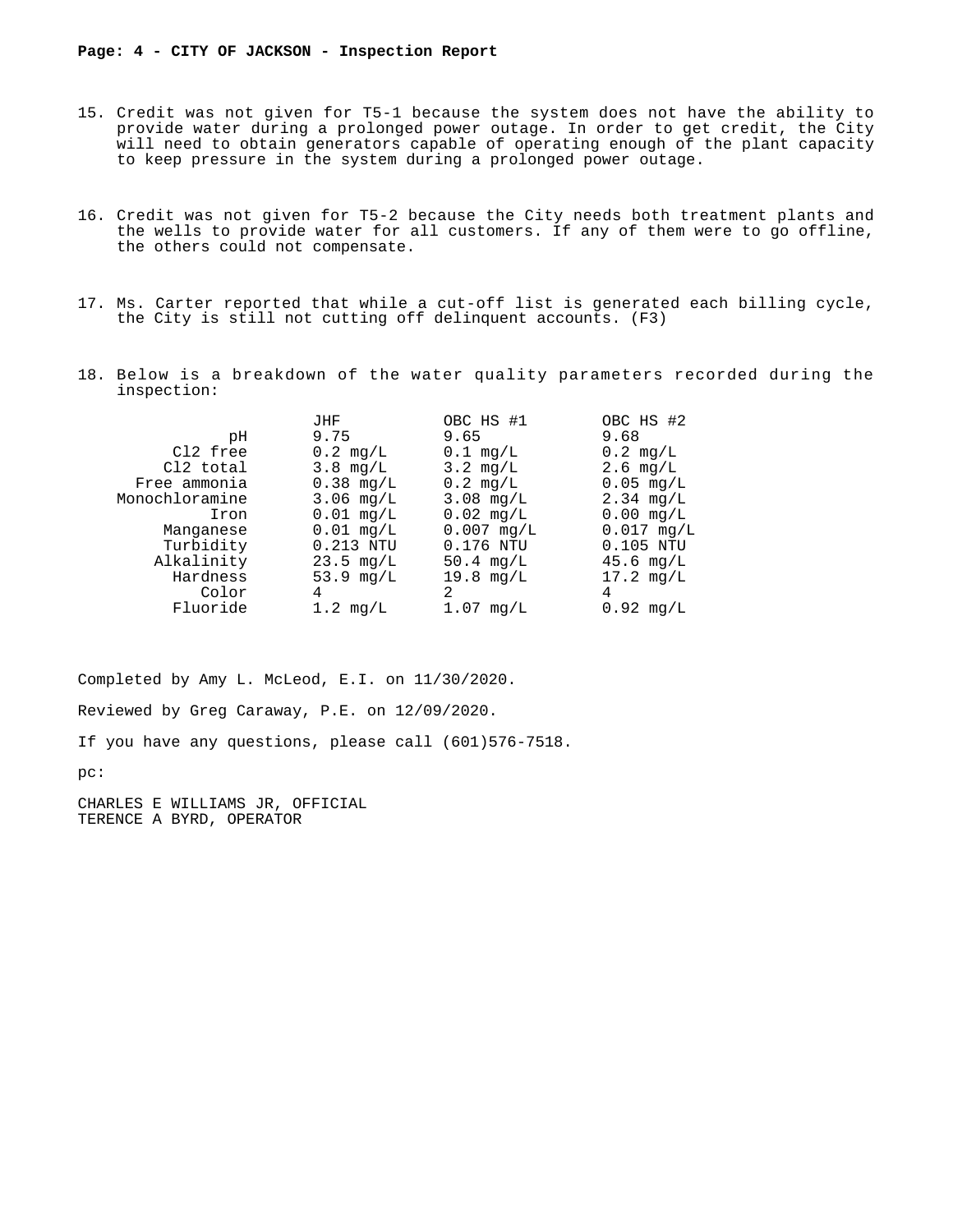15. Credit was not given for T5-1 because the system does not have the ability to provide water during a prolonged power outage. In order to get credit, the City will need to obtain generators capable of operating enough of the plant capacity to keep pressure in the system during a prolonged power outage.

16. Credit was not given for T5-2 because the City needs both treatment plants and the wells to provide water for all customers. If any of them were to go offline, the others could not compensate.

17. Ms. Carter reported that while a cut-off list is generated each billing cycle, the City is still not cutting off delinquent accounts. (F3)

18. Below is a breakdown of the water quality parameters recorded during the inspection:

| | JHF | OBC HS #1 | OBC HS #2 |
|---|---|---|---|
| pH | 9.75 | 9.65 | 9.68 |
| Cl2 free | 0.2 mg/L | 0.1 mg/L | 0.2 mg/L |
| Cl2 total | 3.8 mg/L | 3.2 mg/L | 2.6 mg/L |
| Free ammonia | 0.38 mg/L | 0.2 mg/L | 0.05 mg/L |
| Monochloramine | 3.06 mg/L | 3.08 mg/L | 2.34 mg/L |
| Iron | 0.01 mg/L | 0.02 mg/L | 0.00 mg/L |
| Manganese | 0.01 mg/L | 0.007 mg/L | 0.017 mg/L |
| Turbidity | 0.213 NTU | 0.176 NTU | 0.105 NTU |
| Alkalinity | 23.5 mg/L | 50.4 mg/L | 45.6 mg/L |
| Hardness | 53.9 mg/L | 19.8 mg/L | 17.2 mg/L |
| Color | 4 | 2 | 4 |
| Fluoride | 1.2 mg/L | 1.07 mg/L | 0.92 mg/L |

Completed by Amy L. McLeod, E.I. on 11/30/2020.

Reviewed by Greg Caraway, P.E. on 12/09/2020.

If you have any questions, please call (601)576-7518.

pc:

CHARLES E WILLIAMS JR, OFFICIAL
TERENCE A BYRD, OPERATOR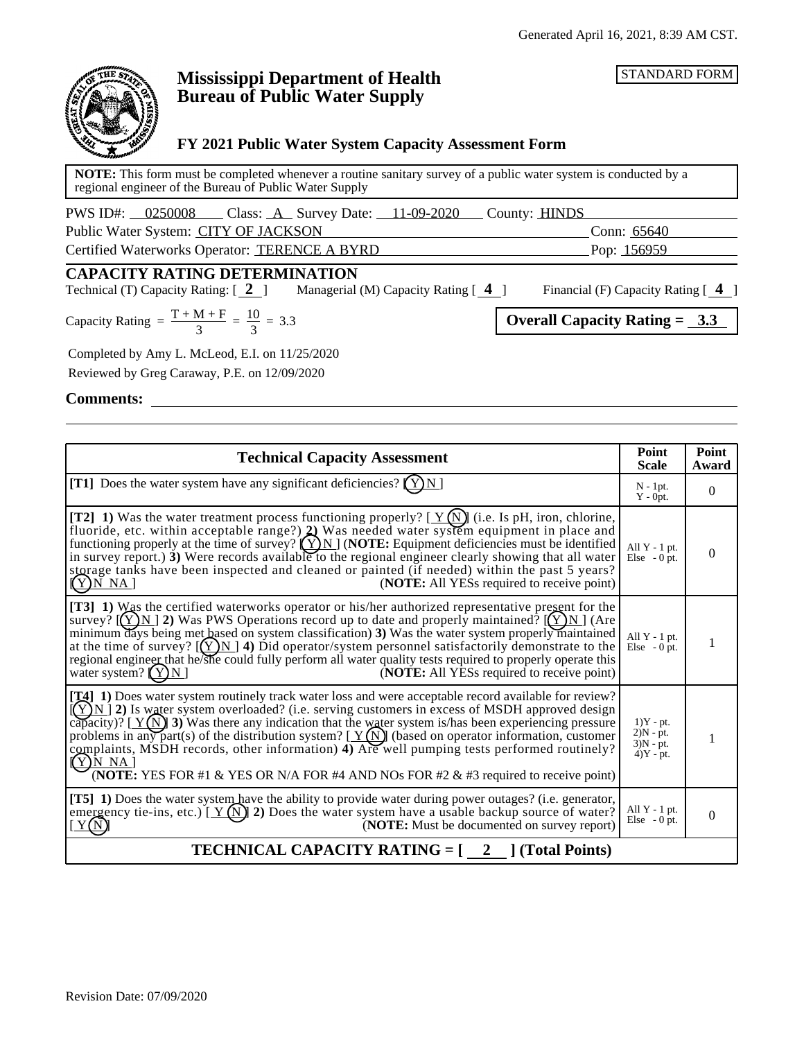Generated April 16, 2021, 8:39 AM CST.

STANDARD FORM

# Mississippi Department of Health
# Bureau of Public Water Supply

## FY 2021 Public Water System Capacity Assessment Form

**NOTE:** This form must be completed whenever a routine sanitary survey of a public water system is conducted by a regional engineer of the Bureau of Public Water Supply

PWS ID#: 0250008 Class: A Survey Date: 11-09-2020 County: HINDS
Public Water System: CITY OF JACKSON Conn: 65640
Certified Waterworks Operator: TERENCE A BYRD Pop: 156959

## CAPACITY RATING DETERMINATION

Technical (T) Capacity Rating: [ **2** ] Managerial (M) Capacity Rating [ **4** ] Financial (F) Capacity Rating [ **4** ]

Capacity Rating $= \frac{T + M + F}{3} = \frac{10}{3} = 3.3$

**Overall Capacity Rating = 3.3**

Completed by Amy L. McLeod, E.I. on 11/25/2020

Reviewed by Greg Caraway, P.E. on 12/09/2020

**Comments:**

| Technical Capacity Assessment | Point Scale | Point Award |
|---|---|---|
| **[T1]** Does the water system have any significant deficiencies? [ (Y) N ] | N - 1pt. Y - 0pt. | 0 |
| **[T2] 1)** Was the water treatment process functioning properly? [ Y (N) ] (i.e. Is pH, iron, chlorine, fluoride, etc. within acceptable range?) **2)** Was needed water system equipment in place and functioning properly at the time of survey? [ (Y) N ] (**NOTE:** Equipment deficiencies must be identified in survey report.) **3)** Were records available to the regional engineer clearly showing that all water storage tanks have been inspected and cleaned or painted (if needed) within the past 5 years? [ (Y) N NA ] (**NOTE:** All YESs required to receive point) | All Y - 1 pt. Else - 0 pt. | 0 |
| **[T3] 1)** Was the certified waterworks operator or his/her authorized representative present for the survey? [ (Y) N ] **2)** Was PWS Operations record up to date and properly maintained? [ (Y) N ] (Are minimum days being met based on system classification) **3)** Was the water system properly maintained at the time of survey? [ (Y) N ] **4)** Did operator/system personnel satisfactorily demonstrate to the regional engineer that he/she could fully perform all water quality tests required to properly operate this water system? [ (Y) N ] (**NOTE:** All YESs required to receive point) | All Y - 1 pt. Else - 0 pt. | 1 |
| **[T4] 1)** Does water system routinely track water loss and were acceptable record available for review? [ (Y) N ] **2)** Is water system overloaded? (i.e. serving customers in excess of MSDH approved design capacity)? [ Y (N) ] **3)** Was there any indication that the water system is/has been experiencing pressure problems in any part(s) of the distribution system? [ Y (N) ] (based on operator information, customer complaints, MSDH records, other information) **4)** Are well pumping tests performed routinely? [ (Y) N NA ] (**NOTE:** YES FOR #1 & YES OR N/A FOR #4 AND NOs FOR #2 & #3 required to receive point) | 1)Y - pt. 2)N - pt. 3)N - pt. 4)Y - pt. | 1 |
| **[T5] 1)** Does the water system have the ability to provide water during power outages? (i.e. generator, emergency tie-ins, etc.) [ Y (N) ] **2)** Does the water system have a usable backup source of water? [ Y (N) ] (**NOTE:** Must be documented on survey report) | All Y - 1 pt. Else - 0 pt. | 0 |
| **TECHNICAL CAPACITY RATING = [ 2 ] (Total Points)** | | |

Revision Date: 07/09/2020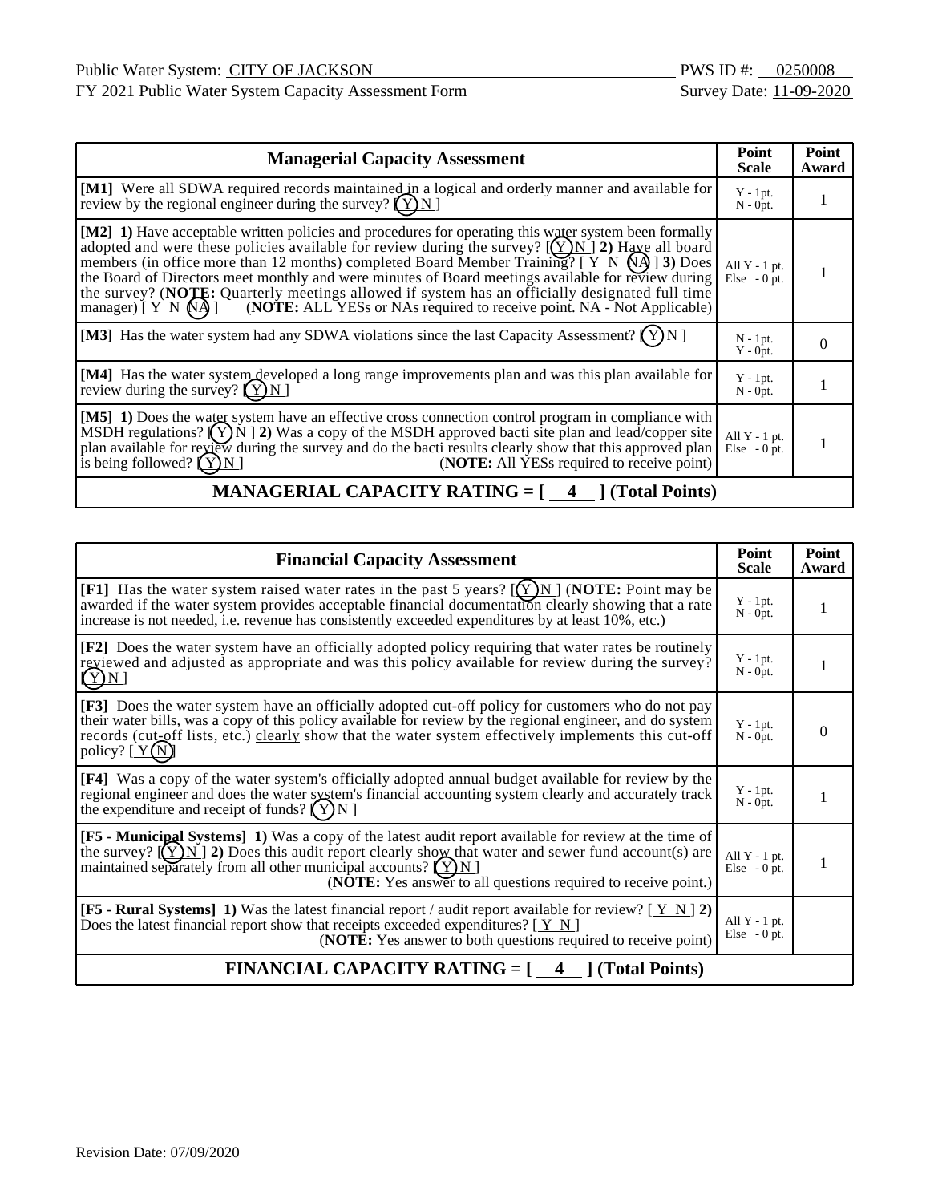Public Water System: CITY OF JACKSON PWS ID #: 0250008

FY 2021 Public Water System Capacity Assessment Form Survey Date: 11-09-2020

| Managerial Capacity Assessment | Point Scale | Point Award |
|---|---|---|
| **[M1]** Were all SDWA required records maintained in a logical and orderly manner and available for review by the regional engineer during the survey? [ (Y) N ] | Y - 1pt. N - 0pt. | 1 |
| **[M2] 1)** Have acceptable written policies and procedures for operating this water system been formally adopted and were these policies available for review during the survey? [ (Y) N ] **2)** Have all board members (in office more than 12 months) completed Board Member Training? [ Y N (NA) ] **3)** Does the Board of Directors meet monthly and were minutes of Board meetings available for review during the survey? (**NOTE:** Quarterly meetings allowed if system has an officially designated full time manager) [ Y N (NA) ] (**NOTE:** ALL YESs or NAs required to receive point. NA - Not Applicable) | All Y - 1 pt. Else - 0 pt. | 1 |
| **[M3]** Has the water system had any SDWA violations since the last Capacity Assessment? [ (Y) N ] | N - 1pt. Y - 0pt. | 0 |
| **[M4]** Has the water system developed a long range improvements plan and was this plan available for review during the survey? [ (Y) N ] | Y - 1pt. N - 0pt. | 1 |
| **[M5] 1)** Does the water system have an effective cross connection control program in compliance with MSDH regulations? [ (Y) N ] **2)** Was a copy of the MSDH approved bacti site plan and lead/copper site plan available for review during the survey and do the bacti results clearly show that this approved plan is being followed? [ (Y) N ] (**NOTE:** All YESs required to receive point) | All Y - 1 pt. Else - 0 pt. | 1 |
| **MANAGERIAL CAPACITY RATING = [ 4 ] (Total Points)** | | |

| Financial Capacity Assessment | Point Scale | Point Award |
|---|---|---|
| **[F1]** Has the water system raised water rates in the past 5 years? [ (Y) N ] (**NOTE:** Point may be awarded if the water system provides acceptable financial documentation clearly showing that a rate increase is not needed, i.e. revenue has consistently exceeded expenditures by at least 10%, etc.) | Y - 1pt. N - 0pt. | 1 |
| **[F2]** Does the water system have an officially adopted policy requiring that water rates be routinely reviewed and adjusted as appropriate and was this policy available for review during the survey? [ (Y) N ] | Y - 1pt. N - 0pt. | 1 |
| **[F3]** Does the water system have an officially adopted cut-off policy for customers who do not pay their water bills, was a copy of this policy available for review by the regional engineer, and do system records (cut-off lists, etc.) clearly show that the water system effectively implements this cut-off policy? [ Y (N) ] | Y - 1pt. N - 0pt. | 0 |
| **[F4]** Was a copy of the water system's officially adopted annual budget available for review by the regional engineer and does the water system's financial accounting system clearly and accurately track the expenditure and receipt of funds? [ (Y) N ] | Y - 1pt. N - 0pt. | 1 |
| **[F5 - Municipal Systems] 1)** Was a copy of the latest audit report available for review at the time of the survey? [ (Y) N ] **2)** Does this audit report clearly show that water and sewer fund account(s) are maintained separately from all other municipal accounts? [ (Y) N ] (**NOTE:** Yes answer to all questions required to receive point.) | All Y - 1 pt. Else - 0 pt. | 1 |
| **[F5 - Rural Systems] 1)** Was the latest financial report / audit report available for review? [ Y N ] **2)** Does the latest financial report show that receipts exceeded expenditures? [ Y N ] (**NOTE:** Yes answer to both questions required to receive point) | All Y - 1 pt. Else - 0 pt. | |
| **FINANCIAL CAPACITY RATING = [ 4 ] (Total Points)** | | |

Revision Date: 07/09/2020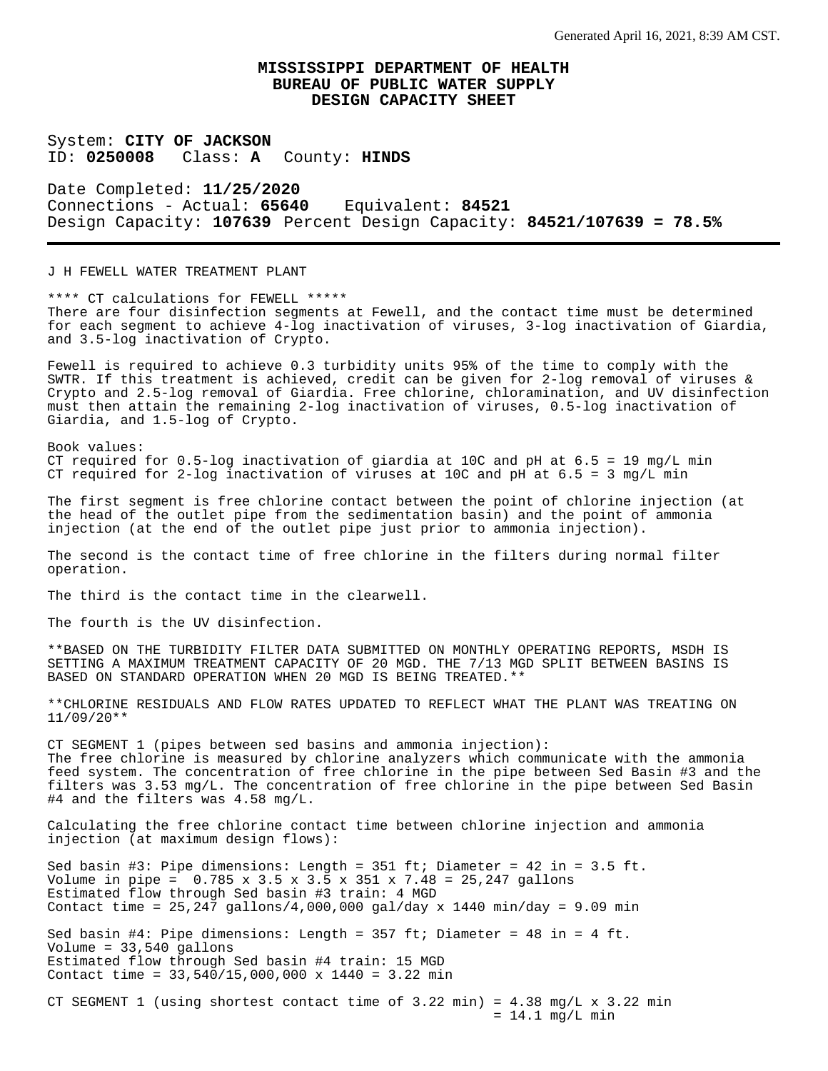Generated April 16, 2021, 8:39 AM CST.

# MISSISSIPPI DEPARTMENT OF HEALTH
## BUREAU OF PUBLIC WATER SUPPLY
## DESIGN CAPACITY SHEET

System: **CITY OF JACKSON**
ID: **0250008** Class: **A** County: **HINDS**

Date Completed: **11/25/2020**
Connections - Actual: **65640** Equivalent: **84521**
Design Capacity: **107639** Percent Design Capacity: **84521/107639 = 78.5%**

---

J H FEWELL WATER TREATMENT PLANT

**** CT calculations for FEWELL *****
There are four disinfection segments at Fewell, and the contact time must be determined for each segment to achieve 4-log inactivation of viruses, 3-log inactivation of Giardia, and 3.5-log inactivation of Crypto.

Fewell is required to achieve 0.3 turbidity units 95% of the time to comply with the SWTR. If this treatment is achieved, credit can be given for 2-log removal of viruses & Crypto and 2.5-log removal of Giardia. Free chlorine, chloramination, and UV disinfection must then attain the remaining 2-log inactivation of viruses, 0.5-log inactivation of Giardia, and 1.5-log of Crypto.

Book values:
CT required for 0.5-log inactivation of giardia at 10C and pH at 6.5 = 19 mg/L min
CT required for 2-log inactivation of viruses at 10C and pH at 6.5 = 3 mg/L min

The first segment is free chlorine contact between the point of chlorine injection (at the head of the outlet pipe from the sedimentation basin) and the point of ammonia injection (at the end of the outlet pipe just prior to ammonia injection).

The second is the contact time of free chlorine in the filters during normal filter operation.

The third is the contact time in the clearwell.

The fourth is the UV disinfection.

**BASED ON THE TURBIDITY FILTER DATA SUBMITTED ON MONTHLY OPERATING REPORTS, MSDH IS SETTING A MAXIMUM TREATMENT CAPACITY OF 20 MGD. THE 7/13 MGD SPLIT BETWEEN BASINS IS BASED ON STANDARD OPERATION WHEN 20 MGD IS BEING TREATED.**

**CHLORINE RESIDUALS AND FLOW RATES UPDATED TO REFLECT WHAT THE PLANT WAS TREATING ON 11/09/20**

CT SEGMENT 1 (pipes between sed basins and ammonia injection):
The free chlorine is measured by chlorine analyzers which communicate with the ammonia feed system. The concentration of free chlorine in the pipe between Sed Basin #3 and the filters was 3.53 mg/L. The concentration of free chlorine in the pipe between Sed Basin #4 and the filters was 4.58 mg/L.

Calculating the free chlorine contact time between chlorine injection and ammonia injection (at maximum design flows):

Sed basin #3: Pipe dimensions: Length = 351 ft; Diameter = 42 in = 3.5 ft.
Volume in pipe = 0.785 x 3.5 x 3.5 x 351 x 7.48 = 25,247 gallons
Estimated flow through Sed basin #3 train: 4 MGD
Contact time = 25,247 gallons/4,000,000 gal/day x 1440 min/day = 9.09 min

Sed basin #4: Pipe dimensions: Length = 357 ft; Diameter = 48 in = 4 ft.
Volume = 33,540 gallons
Estimated flow through Sed basin #4 train: 15 MGD
Contact time = 33,540/15,000,000 x 1440 = 3.22 min

CT SEGMENT 1 (using shortest contact time of 3.22 min) = 4.38 mg/L x 3.22 min
= 14.1 mg/L min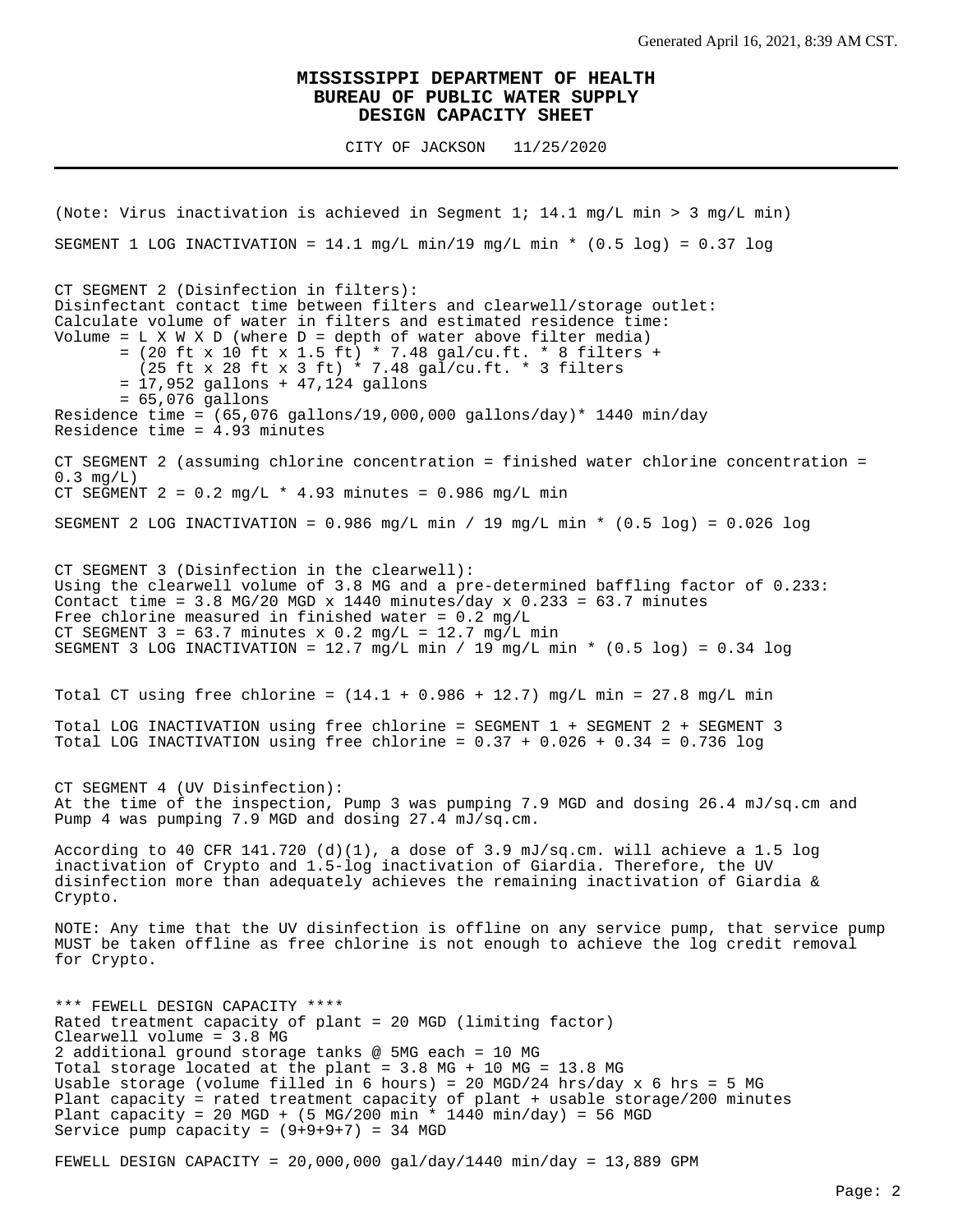Generated April 16, 2021, 8:39 AM CST.

# MISSISSIPPI DEPARTMENT OF HEALTH
## BUREAU OF PUBLIC WATER SUPPLY
## DESIGN CAPACITY SHEET

CITY OF JACKSON 11/25/2020

---

(Note: Virus inactivation is achieved in Segment 1; 14.1 mg/L min > 3 mg/L min)

SEGMENT 1 LOG INACTIVATION = 14.1 mg/L min/19 mg/L min * (0.5 log) = 0.37 log

CT SEGMENT 2 (Disinfection in filters):
Disinfectant contact time between filters and clearwell/storage outlet:
Calculate volume of water in filters and estimated residence time:
Volume = L X W X D (where D = depth of water above filter media)
= (20 ft x 10 ft x 1.5 ft) * 7.48 gal/cu.ft. * 8 filters +
(25 ft x 28 ft x 3 ft) * 7.48 gal/cu.ft. * 3 filters
= 17,952 gallons + 47,124 gallons
= 65,076 gallons
Residence time = (65,076 gallons/19,000,000 gallons/day)* 1440 min/day
Residence time = 4.93 minutes

CT SEGMENT 2 (assuming chlorine concentration = finished water chlorine concentration = 0.3 mg/L)
CT SEGMENT 2 = 0.2 mg/L * 4.93 minutes = 0.986 mg/L min

SEGMENT 2 LOG INACTIVATION = 0.986 mg/L min / 19 mg/L min * (0.5 log) = 0.026 log

CT SEGMENT 3 (Disinfection in the clearwell):
Using the clearwell volume of 3.8 MG and a pre-determined baffling factor of 0.233:
Contact time = 3.8 MG/20 MGD x 1440 minutes/day x 0.233 = 63.7 minutes
Free chlorine measured in finished water = 0.2 mg/L
CT SEGMENT 3 = 63.7 minutes x 0.2 mg/L = 12.7 mg/L min
SEGMENT 3 LOG INACTIVATION = 12.7 mg/L min / 19 mg/L min * (0.5 log) = 0.34 log

Total CT using free chlorine = (14.1 + 0.986 + 12.7) mg/L min = 27.8 mg/L min

Total LOG INACTIVATION using free chlorine = SEGMENT 1 + SEGMENT 2 + SEGMENT 3
Total LOG INACTIVATION using free chlorine = 0.37 + 0.026 + 0.34 = 0.736 log

CT SEGMENT 4 (UV Disinfection):
At the time of the inspection, Pump 3 was pumping 7.9 MGD and dosing 26.4 mJ/sq.cm and Pump 4 was pumping 7.9 MGD and dosing 27.4 mJ/sq.cm.

According to 40 CFR 141.720 (d)(1), a dose of 3.9 mJ/sq.cm. will achieve a 1.5 log inactivation of Crypto and 1.5-log inactivation of Giardia. Therefore, the UV disinfection more than adequately achieves the remaining inactivation of Giardia & Crypto.

NOTE: Any time that the UV disinfection is offline on any service pump, that service pump MUST be taken offline as free chlorine is not enough to achieve the log credit removal for Crypto.

*** FEWELL DESIGN CAPACITY ****
Rated treatment capacity of plant = 20 MGD (limiting factor)
Clearwell volume = 3.8 MG
2 additional ground storage tanks @ 5MG each = 10 MG
Total storage located at the plant = 3.8 MG + 10 MG = 13.8 MG
Usable storage (volume filled in 6 hours) = 20 MGD/24 hrs/day x 6 hrs = 5 MG
Plant capacity = rated treatment capacity of plant + usable storage/200 minutes
Plant capacity = 20 MGD + (5 MG/200 min * 1440 min/day) = 56 MGD
Service pump capacity = (9+9+9+7) = 34 MGD

FEWELL DESIGN CAPACITY = 20,000,000 gal/day/1440 min/day = 13,889 GPM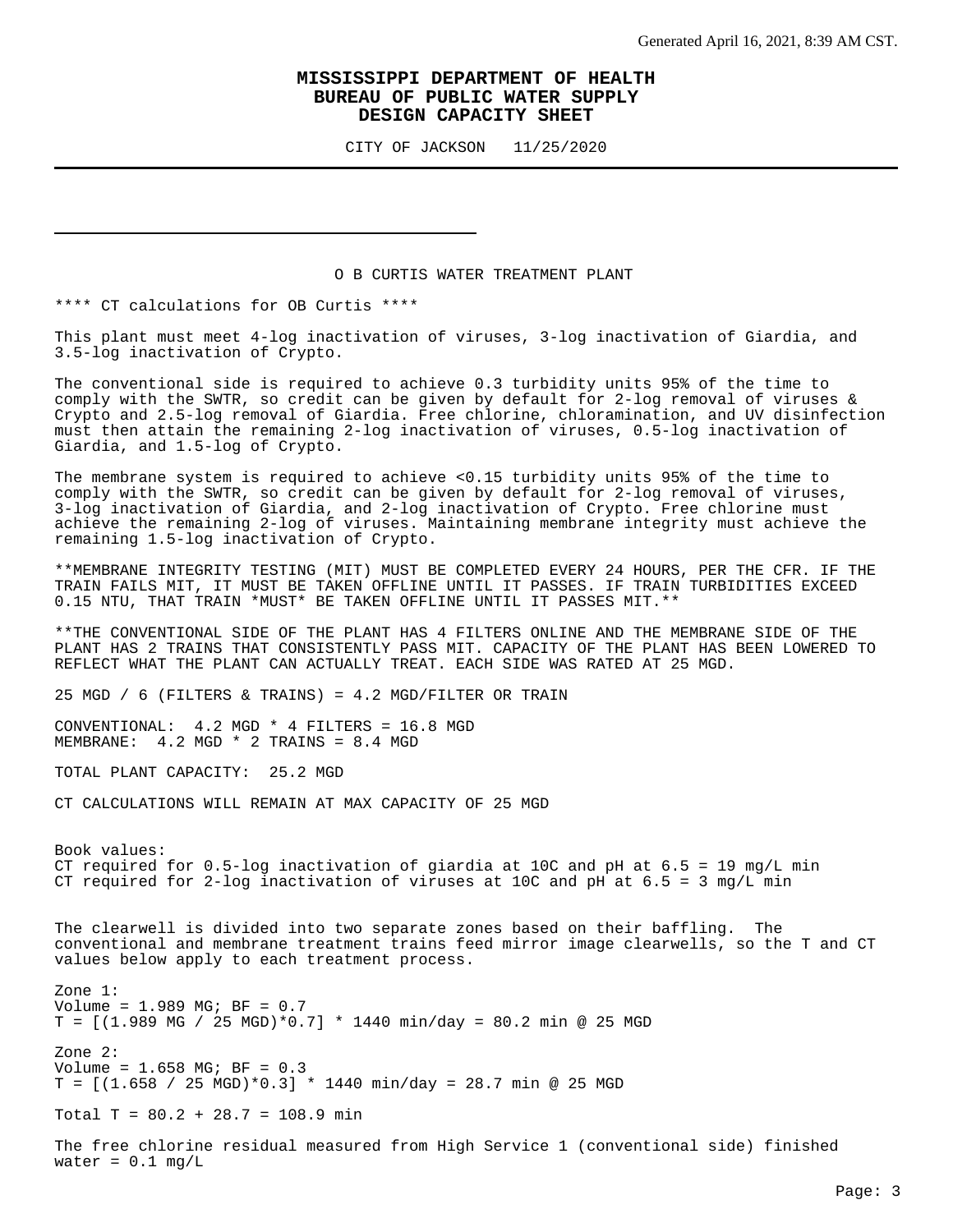**MISSISSIPPI DEPARTMENT OF HEALTH**
**BUREAU OF PUBLIC WATER SUPPLY**
**DESIGN CAPACITY SHEET**

CITY OF JACKSON 11/25/2020

---

O B CURTIS WATER TREATMENT PLANT

**** CT calculations for OB Curtis ****

This plant must meet 4-log inactivation of viruses, 3-log inactivation of Giardia, and 3.5-log inactivation of Crypto.

The conventional side is required to achieve 0.3 turbidity units 95% of the time to comply with the SWTR, so credit can be given by default for 2-log removal of viruses & Crypto and 2.5-log removal of Giardia. Free chlorine, chloramination, and UV disinfection must then attain the remaining 2-log inactivation of viruses, 0.5-log inactivation of Giardia, and 1.5-log of Crypto.

The membrane system is required to achieve <0.15 turbidity units 95% of the time to comply with the SWTR, so credit can be given by default for 2-log removal of viruses, 3-log inactivation of Giardia, and 2-log inactivation of Crypto. Free chlorine must achieve the remaining 2-log of viruses. Maintaining membrane integrity must achieve the remaining 1.5-log inactivation of Crypto.

**MEMBRANE INTEGRITY TESTING (MIT) MUST BE COMPLETED EVERY 24 HOURS, PER THE CFR. IF THE TRAIN FAILS MIT, IT MUST BE TAKEN OFFLINE UNTIL IT PASSES. IF TRAIN TURBIDITIES EXCEED 0.15 NTU, THAT TRAIN *MUST* BE TAKEN OFFLINE UNTIL IT PASSES MIT.**

**THE CONVENTIONAL SIDE OF THE PLANT HAS 4 FILTERS ONLINE AND THE MEMBRANE SIDE OF THE PLANT HAS 2 TRAINS THAT CONSISTENTLY PASS MIT. CAPACITY OF THE PLANT HAS BEEN LOWERED TO REFLECT WHAT THE PLANT CAN ACTUALLY TREAT. EACH SIDE WAS RATED AT 25 MGD.

25 MGD / 6 (FILTERS & TRAINS) = 4.2 MGD/FILTER OR TRAIN

CONVENTIONAL: 4.2 MGD * 4 FILTERS = 16.8 MGD
MEMBRANE: 4.2 MGD * 2 TRAINS = 8.4 MGD

TOTAL PLANT CAPACITY: 25.2 MGD

CT CALCULATIONS WILL REMAIN AT MAX CAPACITY OF 25 MGD

Book values:
CT required for 0.5-log inactivation of giardia at 10C and pH at 6.5 = 19 mg/L min
CT required for 2-log inactivation of viruses at 10C and pH at 6.5 = 3 mg/L min

The clearwell is divided into two separate zones based on their baffling. The conventional and membrane treatment trains feed mirror image clearwells, so the T and CT values below apply to each treatment process.

Zone 1:
Volume = 1.989 MG; BF = 0.7
T = [(1.989 MG / 25 MGD)*0.7] * 1440 min/day = 80.2 min @ 25 MGD

Zone 2:
Volume = 1.658 MG; BF = 0.3
T = [(1.658 / 25 MGD)*0.3] * 1440 min/day = 28.7 min @ 25 MGD

Total T = 80.2 + 28.7 = 108.9 min

The free chlorine residual measured from High Service 1 (conventional side) finished water = 0.1 mg/L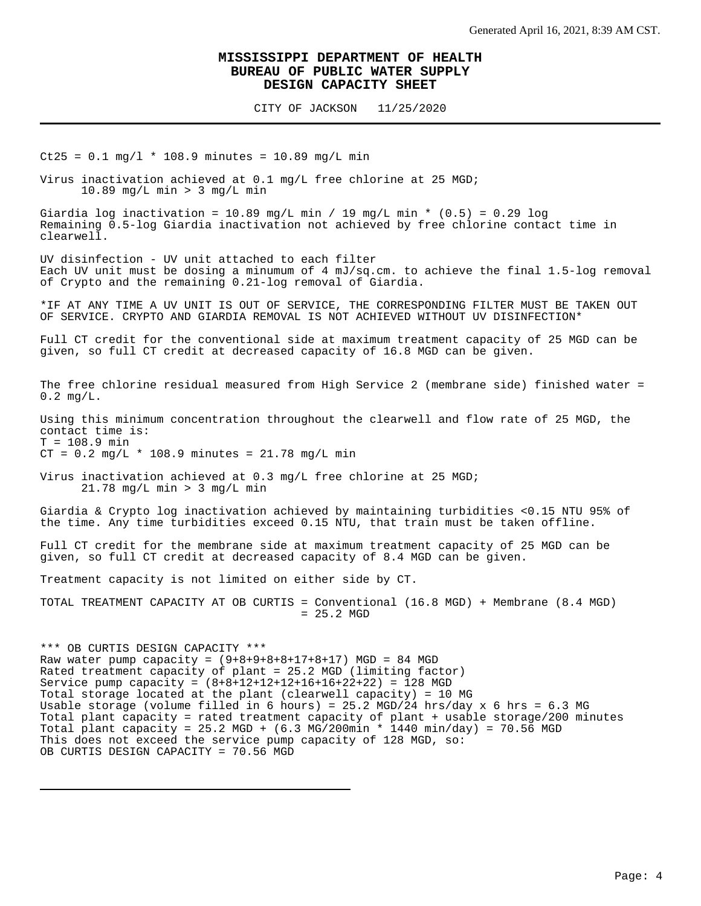Generated April 16, 2021, 8:39 AM CST.

# MISSISSIPPI DEPARTMENT OF HEALTH
## BUREAU OF PUBLIC WATER SUPPLY
## DESIGN CAPACITY SHEET

CITY OF JACKSON 11/25/2020

---

Ct25 = 0.1 mg/l * 108.9 minutes = 10.89 mg/L min

Virus inactivation achieved at 0.1 mg/L free chlorine at 25 MGD;
10.89 mg/L min > 3 mg/L min

Giardia log inactivation = 10.89 mg/L min / 19 mg/L min * (0.5) = 0.29 log
Remaining 0.5-log Giardia inactivation not achieved by free chlorine contact time in clearwell.

UV disinfection - UV unit attached to each filter
Each UV unit must be dosing a minumum of 4 mJ/sq.cm. to achieve the final 1.5-log removal of Crypto and the remaining 0.21-log removal of Giardia.

*IF AT ANY TIME A UV UNIT IS OUT OF SERVICE, THE CORRESPONDING FILTER MUST BE TAKEN OUT OF SERVICE. CRYPTO AND GIARDIA REMOVAL IS NOT ACHIEVED WITHOUT UV DISINFECTION*

Full CT credit for the conventional side at maximum treatment capacity of 25 MGD can be given, so full CT credit at decreased capacity of 16.8 MGD can be given.

The free chlorine residual measured from High Service 2 (membrane side) finished water = 0.2 mg/L.

Using this minimum concentration throughout the clearwell and flow rate of 25 MGD, the contact time is:
T = 108.9 min
CT = 0.2 mg/L * 108.9 minutes = 21.78 mg/L min

Virus inactivation achieved at 0.3 mg/L free chlorine at 25 MGD;
21.78 mg/L min > 3 mg/L min

Giardia & Crypto log inactivation achieved by maintaining turbidities <0.15 NTU 95% of the time. Any time turbidities exceed 0.15 NTU, that train must be taken offline.

Full CT credit for the membrane side at maximum treatment capacity of 25 MGD can be given, so full CT credit at decreased capacity of 8.4 MGD can be given.

Treatment capacity is not limited on either side by CT.

TOTAL TREATMENT CAPACITY AT OB CURTIS = Conventional (16.8 MGD) + Membrane (8.4 MGD)
= 25.2 MGD

*** OB CURTIS DESIGN CAPACITY ***
Raw water pump capacity = (9+8+9+8+8+17+8+17) MGD = 84 MGD
Rated treatment capacity of plant = 25.2 MGD (limiting factor)
Service pump capacity = (8+8+12+12+12+16+16+22+22) = 128 MGD
Total storage located at the plant (clearwell capacity) = 10 MG
Usable storage (volume filled in 6 hours) = 25.2 MGD/24 hrs/day x 6 hrs = 6.3 MG
Total plant capacity = rated treatment capacity of plant + usable storage/200 minutes
Total plant capacity = 25.2 MGD + (6.3 MG/200min * 1440 min/day) = 70.56 MGD
This does not exceed the service pump capacity of 128 MGD, so:
OB CURTIS DESIGN CAPACITY = 70.56 MGD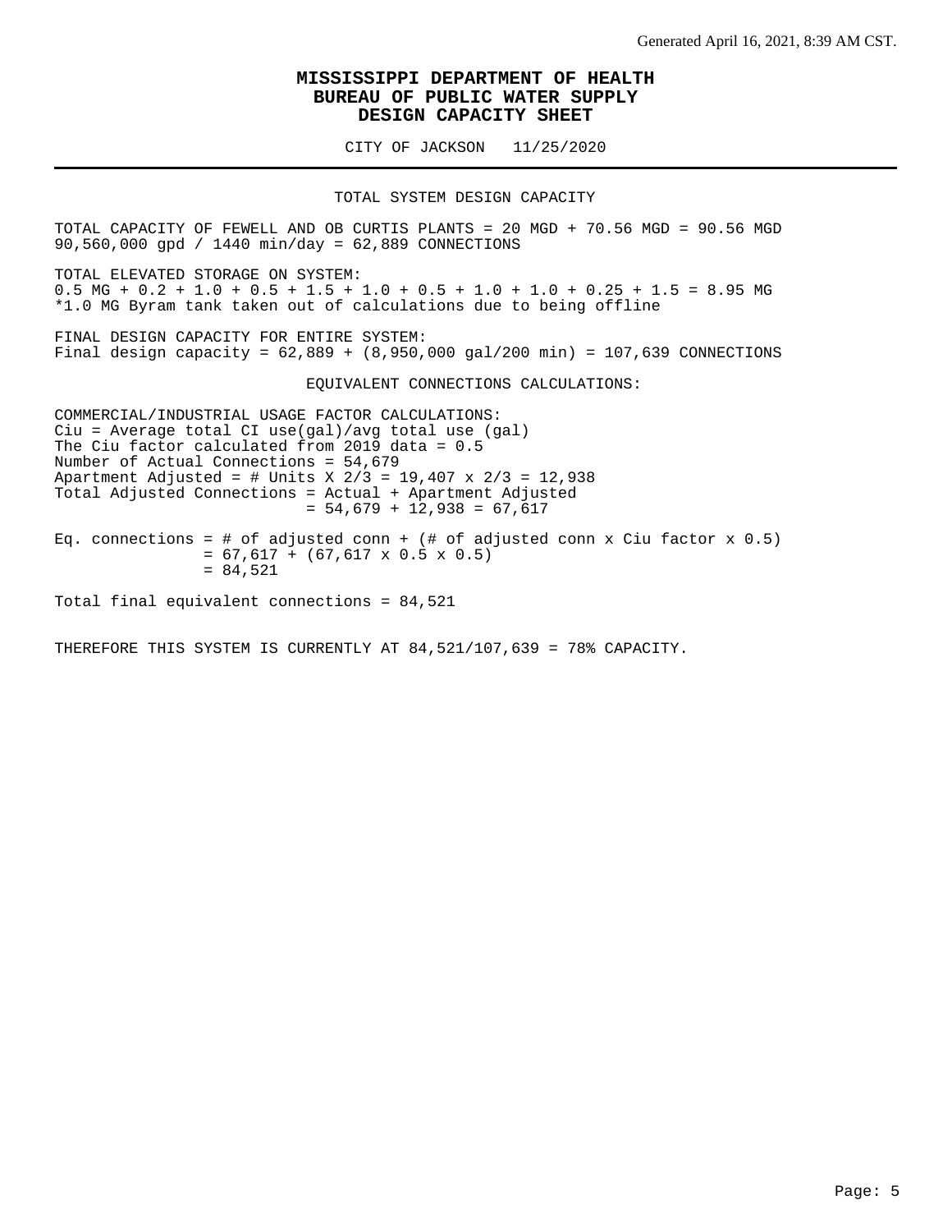# MISSISSIPPI DEPARTMENT OF HEALTH
# BUREAU OF PUBLIC WATER SUPPLY
# DESIGN CAPACITY SHEET

CITY OF JACKSON   11/25/2020

---

## TOTAL SYSTEM DESIGN CAPACITY

TOTAL CAPACITY OF FEWELL AND OB CURTIS PLANTS = 20 MGD + 70.56 MGD = 90.56 MGD
90,560,000 gpd / 1440 min/day = 62,889 CONNECTIONS

TOTAL ELEVATED STORAGE ON SYSTEM:
0.5 MG + 0.2 + 1.0 + 0.5 + 1.5 + 1.0 + 0.5 + 1.0 + 1.0 + 0.25 + 1.5 = 8.95 MG
*1.0 MG Byram tank taken out of calculations due to being offline

FINAL DESIGN CAPACITY FOR ENTIRE SYSTEM:
Final design capacity = 62,889 + (8,950,000 gal/200 min) = 107,639 CONNECTIONS

## EQUIVALENT CONNECTIONS CALCULATIONS:

COMMERCIAL/INDUSTRIAL USAGE FACTOR CALCULATIONS:
Ciu = Average total CI use(gal)/avg total use (gal)
The Ciu factor calculated from 2019 data = 0.5
Number of Actual Connections = 54,679
Apartment Adjusted = # Units X 2/3 = 19,407 x 2/3 = 12,938
Total Adjusted Connections = Actual + Apartment Adjusted
= 54,679 + 12,938 = 67,617

Eq. connections = # of adjusted conn + (# of adjusted conn x Ciu factor x 0.5)
= 67,617 + (67,617 x 0.5 x 0.5)
= 84,521

Total final equivalent connections = 84,521

THEREFORE THIS SYSTEM IS CURRENTLY AT 84,521/107,639 = 78% CAPACITY.